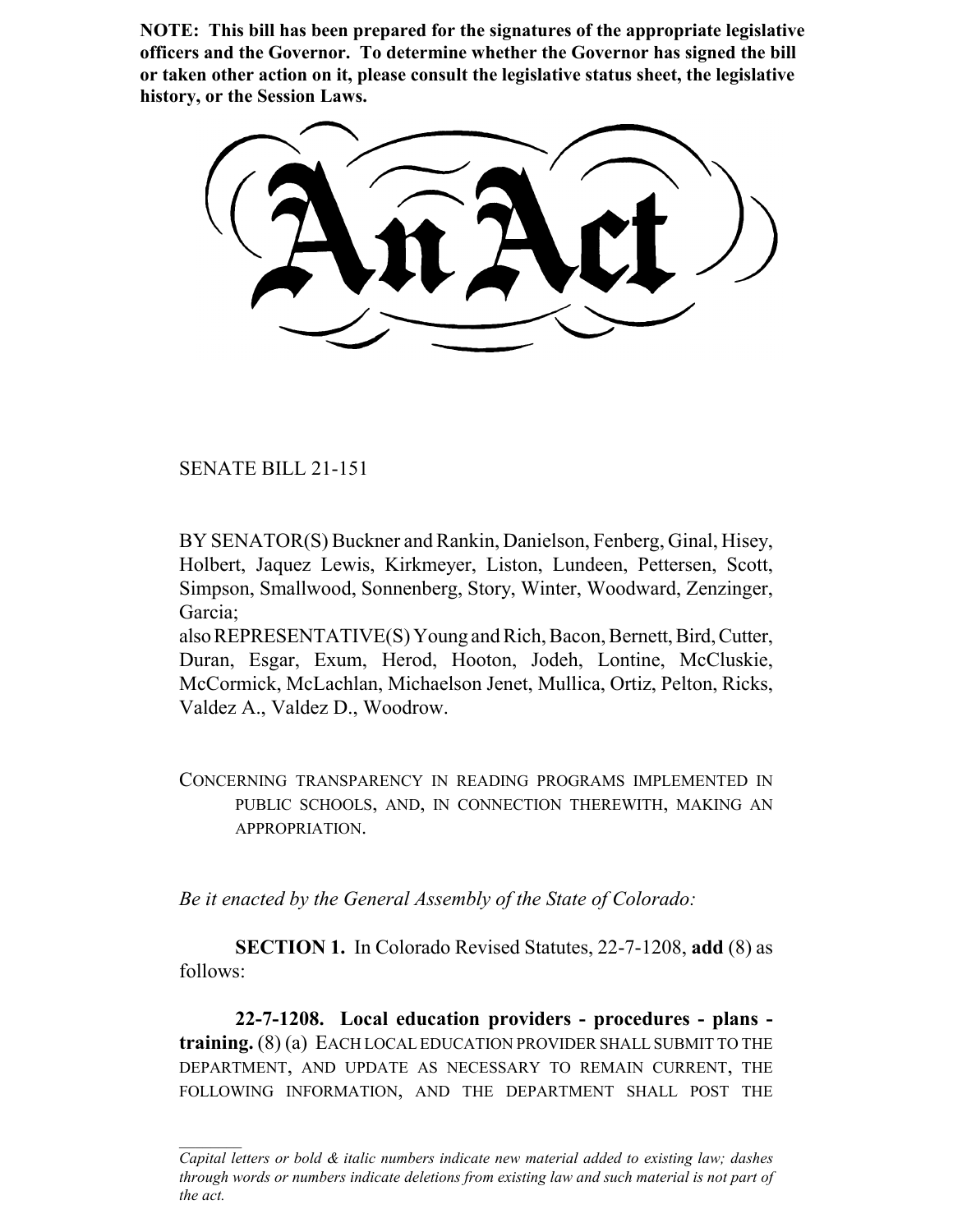**NOTE: This bill has been prepared for the signatures of the appropriate legislative officers and the Governor. To determine whether the Governor has signed the bill or taken other action on it, please consult the legislative status sheet, the legislative history, or the Session Laws.**

# An Act

SENATE BILL 21-151

BY SENATOR(S) Buckner and Rankin, Danielson, Fenberg, Ginal, Hisey, Holbert, Jaquez Lewis, Kirkmeyer, Liston, Lundeen, Pettersen, Scott, Simpson, Smallwood, Sonnenberg, Story, Winter, Woodward, Zenzinger, Garcia;
also REPRESENTATIVE(S) Young and Rich, Bacon, Bernett, Bird, Cutter, Duran, Esgar, Exum, Herod, Hooton, Jodeh, Lontine, McCluskie, McCormick, McLachlan, Michaelson Jenet, Mullica, Ortiz, Pelton, Ricks, Valdez A., Valdez D., Woodrow.

CONCERNING TRANSPARENCY IN READING PROGRAMS IMPLEMENTED IN PUBLIC SCHOOLS, AND, IN CONNECTION THEREWITH, MAKING AN APPROPRIATION.

*Be it enacted by the General Assembly of the State of Colorado:*

**SECTION 1.** In Colorado Revised Statutes, 22-7-1208, **add** (8) as follows:

**22-7-1208. Local education providers - procedures - plans - training.** (8) (a) EACH LOCAL EDUCATION PROVIDER SHALL SUBMIT TO THE DEPARTMENT, AND UPDATE AS NECESSARY TO REMAIN CURRENT, THE FOLLOWING INFORMATION, AND THE DEPARTMENT SHALL POST THE

*Capital letters or bold & italic numbers indicate new material added to existing law; dashes through words or numbers indicate deletions from existing law and such material is not part of the act.*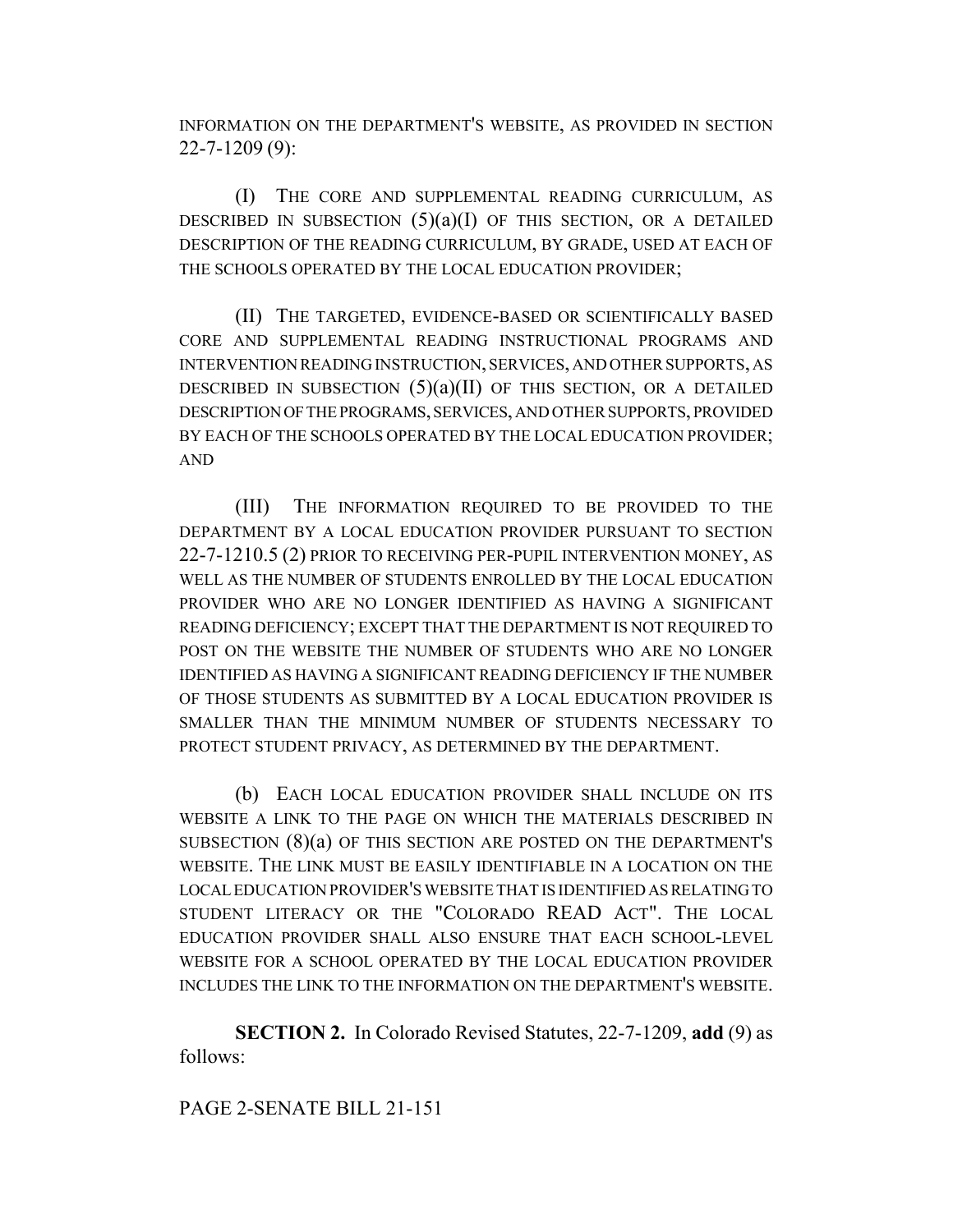INFORMATION ON THE DEPARTMENT'S WEBSITE, AS PROVIDED IN SECTION 22-7-1209 (9):

(I) THE CORE AND SUPPLEMENTAL READING CURRICULUM, AS DESCRIBED IN SUBSECTION (5)(a)(I) OF THIS SECTION, OR A DETAILED DESCRIPTION OF THE READING CURRICULUM, BY GRADE, USED AT EACH OF THE SCHOOLS OPERATED BY THE LOCAL EDUCATION PROVIDER;

(II) THE TARGETED, EVIDENCE-BASED OR SCIENTIFICALLY BASED CORE AND SUPPLEMENTAL READING INSTRUCTIONAL PROGRAMS AND INTERVENTION READING INSTRUCTION, SERVICES, AND OTHER SUPPORTS, AS DESCRIBED IN SUBSECTION (5)(a)(II) OF THIS SECTION, OR A DETAILED DESCRIPTION OF THE PROGRAMS, SERVICES, AND OTHER SUPPORTS, PROVIDED BY EACH OF THE SCHOOLS OPERATED BY THE LOCAL EDUCATION PROVIDER; AND

(III) THE INFORMATION REQUIRED TO BE PROVIDED TO THE DEPARTMENT BY A LOCAL EDUCATION PROVIDER PURSUANT TO SECTION 22-7-1210.5 (2) PRIOR TO RECEIVING PER-PUPIL INTERVENTION MONEY, AS WELL AS THE NUMBER OF STUDENTS ENROLLED BY THE LOCAL EDUCATION PROVIDER WHO ARE NO LONGER IDENTIFIED AS HAVING A SIGNIFICANT READING DEFICIENCY; EXCEPT THAT THE DEPARTMENT IS NOT REQUIRED TO POST ON THE WEBSITE THE NUMBER OF STUDENTS WHO ARE NO LONGER IDENTIFIED AS HAVING A SIGNIFICANT READING DEFICIENCY IF THE NUMBER OF THOSE STUDENTS AS SUBMITTED BY A LOCAL EDUCATION PROVIDER IS SMALLER THAN THE MINIMUM NUMBER OF STUDENTS NECESSARY TO PROTECT STUDENT PRIVACY, AS DETERMINED BY THE DEPARTMENT.

(b) EACH LOCAL EDUCATION PROVIDER SHALL INCLUDE ON ITS WEBSITE A LINK TO THE PAGE ON WHICH THE MATERIALS DESCRIBED IN SUBSECTION (8)(a) OF THIS SECTION ARE POSTED ON THE DEPARTMENT'S WEBSITE. THE LINK MUST BE EASILY IDENTIFIABLE IN A LOCATION ON THE LOCAL EDUCATION PROVIDER'S WEBSITE THAT IS IDENTIFIED AS RELATING TO STUDENT LITERACY OR THE "COLORADO READ ACT". THE LOCAL EDUCATION PROVIDER SHALL ALSO ENSURE THAT EACH SCHOOL-LEVEL WEBSITE FOR A SCHOOL OPERATED BY THE LOCAL EDUCATION PROVIDER INCLUDES THE LINK TO THE INFORMATION ON THE DEPARTMENT'S WEBSITE.

**SECTION 2.** In Colorado Revised Statutes, 22-7-1209, **add** (9) as follows: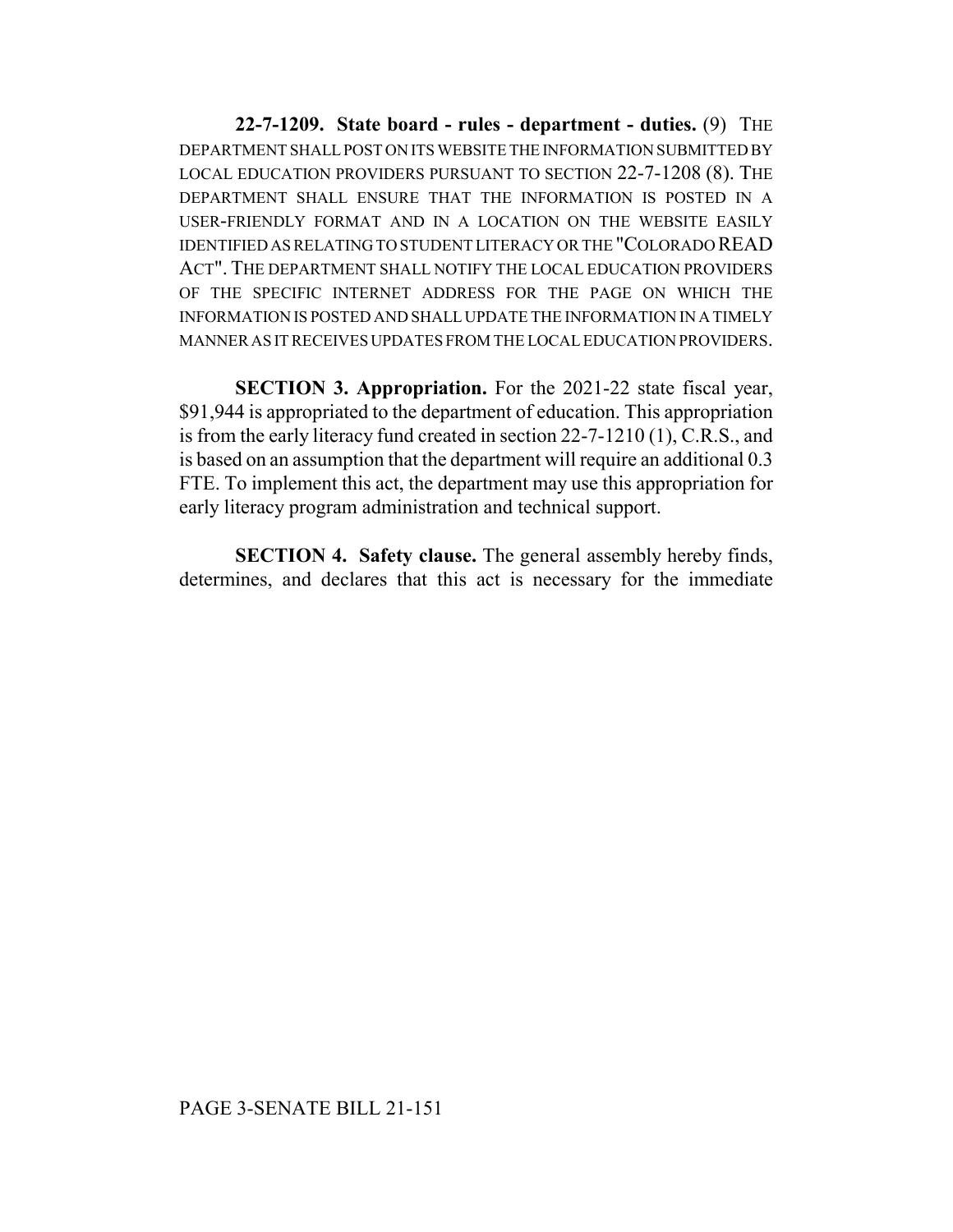**22-7-1209. State board - rules - department - duties.** (9) THE DEPARTMENT SHALL POST ON ITS WEBSITE THE INFORMATION SUBMITTED BY LOCAL EDUCATION PROVIDERS PURSUANT TO SECTION 22-7-1208 (8). THE DEPARTMENT SHALL ENSURE THAT THE INFORMATION IS POSTED IN A USER-FRIENDLY FORMAT AND IN A LOCATION ON THE WEBSITE EASILY IDENTIFIED AS RELATING TO STUDENT LITERACY OR THE "COLORADO READ ACT". THE DEPARTMENT SHALL NOTIFY THE LOCAL EDUCATION PROVIDERS OF THE SPECIFIC INTERNET ADDRESS FOR THE PAGE ON WHICH THE INFORMATION IS POSTED AND SHALL UPDATE THE INFORMATION IN A TIMELY MANNER AS IT RECEIVES UPDATES FROM THE LOCAL EDUCATION PROVIDERS.

**SECTION 3. Appropriation.** For the 2021-22 state fiscal year, $91,944 is appropriated to the department of education. This appropriation is from the early literacy fund created in section 22-7-1210 (1), C.R.S., and is based on an assumption that the department will require an additional 0.3 FTE. To implement this act, the department may use this appropriation for early literacy program administration and technical support.

**SECTION 4. Safety clause.** The general assembly hereby finds, determines, and declares that this act is necessary for the immediate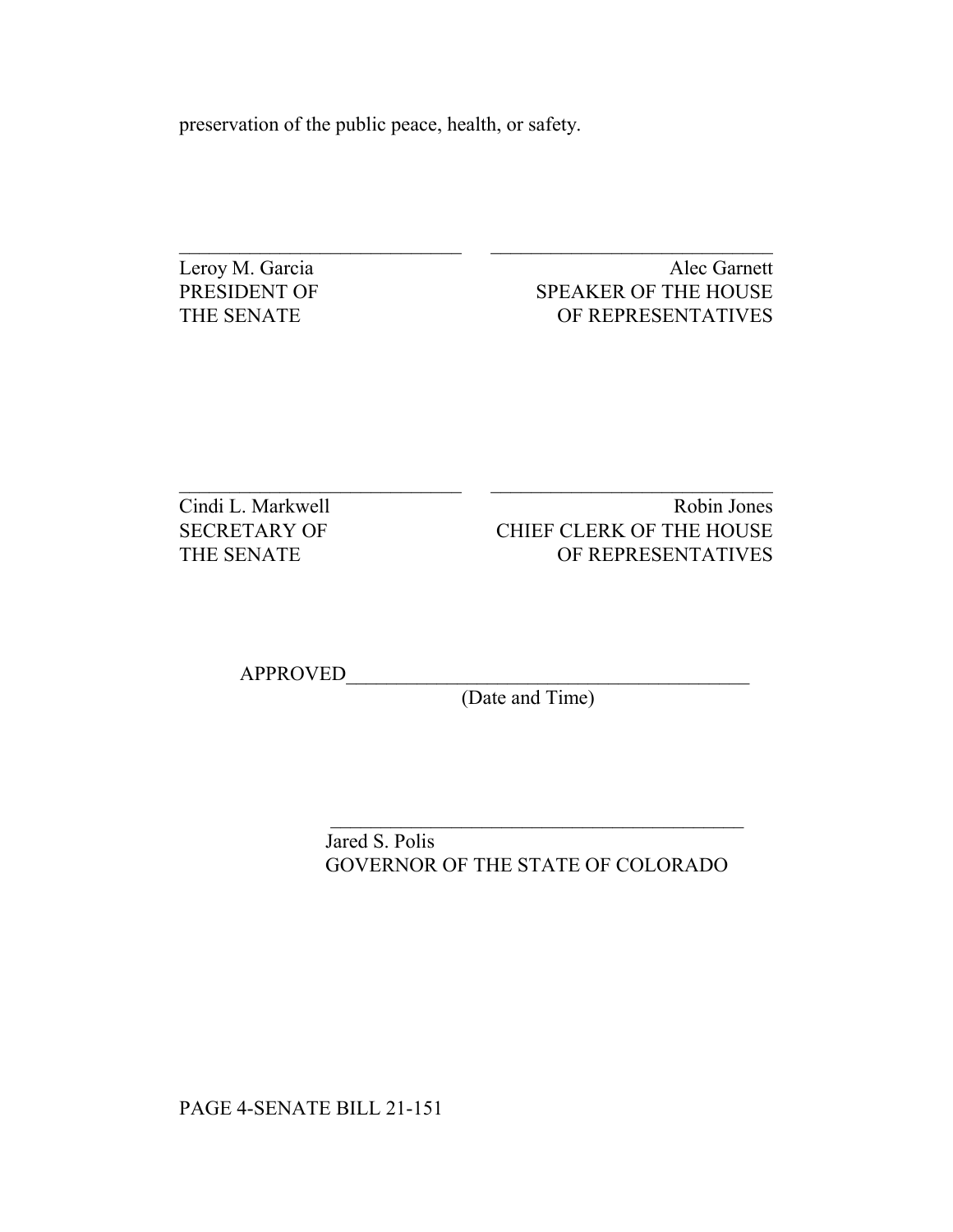preservation of the public peace, health, or safety.

| | |
|---|---|
| \_\_\_\_\_\_\_\_\_\_\_\_\_\_\_\_\_\_\_\_\_\_\_\_\_\_\_\_ | \_\_\_\_\_\_\_\_\_\_\_\_\_\_\_\_\_\_\_\_\_\_\_\_\_\_\_\_ |
| Leroy M. Garcia | Alec Garnett |
| PRESIDENT OF THE SENATE | SPEAKER OF THE HOUSE OF REPRESENTATIVES |

| | |
|---|---|
| \_\_\_\_\_\_\_\_\_\_\_\_\_\_\_\_\_\_\_\_\_\_\_\_\_\_\_\_ | \_\_\_\_\_\_\_\_\_\_\_\_\_\_\_\_\_\_\_\_\_\_\_\_\_\_\_\_ |
| Cindi L. Markwell | Robin Jones |
| SECRETARY OF THE SENATE | CHIEF CLERK OF THE HOUSE OF REPRESENTATIVES |

APPROVED\_\_\_\_\_\_\_\_\_\_\_\_\_\_\_\_\_\_\_\_\_\_\_\_\_\_\_\_\_\_\_\_\_\_\_\_\_\_\_\_
(Date and Time)

\_\_\_\_\_\_\_\_\_\_\_\_\_\_\_\_\_\_\_\_\_\_\_\_\_\_\_\_\_\_\_\_\_\_\_\_\_\_\_\_
Jared S. Polis
GOVERNOR OF THE STATE OF COLORADO

PAGE 4-SENATE BILL 21-151